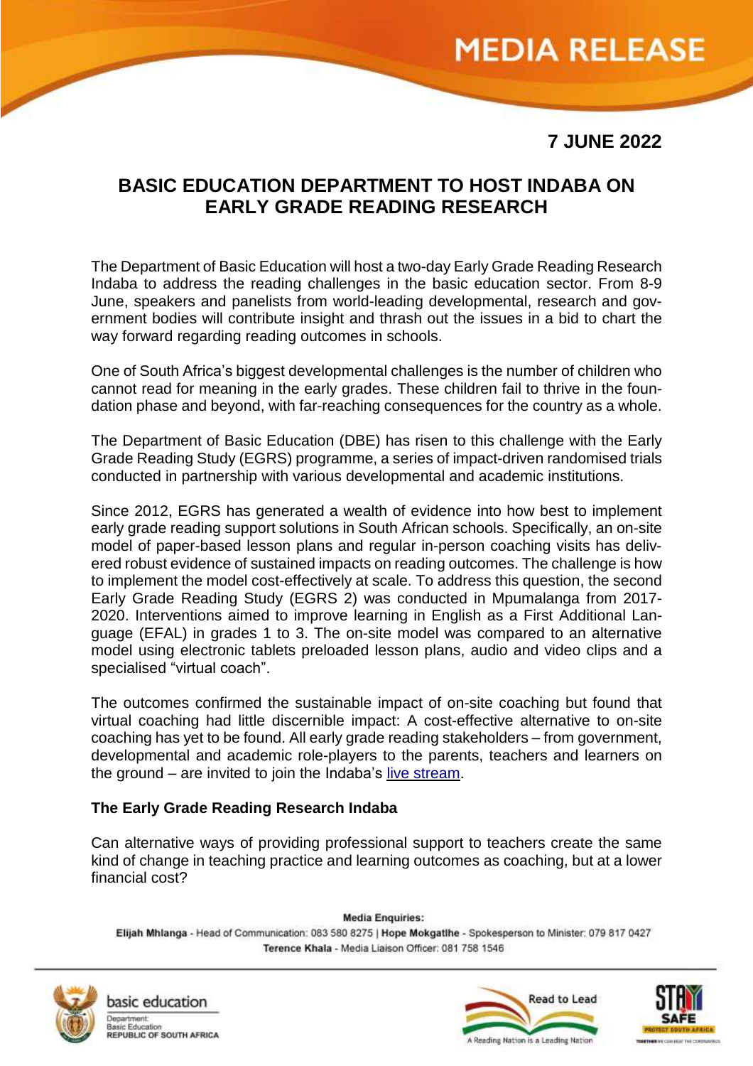# MEDIA RELEASE

**7 JUNE 2022**

## BASIC EDUCATION DEPARTMENT TO HOST INDABA ON EARLY GRADE READING RESEARCH

The Department of Basic Education will host a two-day Early Grade Reading Research Indaba to address the reading challenges in the basic education sector. From 8-9 June, speakers and panelists from world-leading developmental, research and government bodies will contribute insight and thrash out the issues in a bid to chart the way forward regarding reading outcomes in schools.

One of South Africa's biggest developmental challenges is the number of children who cannot read for meaning in the early grades. These children fail to thrive in the foundation phase and beyond, with far-reaching consequences for the country as a whole.

The Department of Basic Education (DBE) has risen to this challenge with the Early Grade Reading Study (EGRS) programme, a series of impact-driven randomised trials conducted in partnership with various developmental and academic institutions.

Since 2012, EGRS has generated a wealth of evidence into how best to implement early grade reading support solutions in South African schools. Specifically, an on-site model of paper-based lesson plans and regular in-person coaching visits has delivered robust evidence of sustained impacts on reading outcomes. The challenge is how to implement the model cost-effectively at scale. To address this question, the second Early Grade Reading Study (EGRS 2) was conducted in Mpumalanga from 2017-2020. Interventions aimed to improve learning in English as a First Additional Language (EFAL) in grades 1 to 3. The on-site model was compared to an alternative model using electronic tablets preloaded lesson plans, audio and video clips and a specialised "virtual coach".

The outcomes confirmed the sustainable impact of on-site coaching but found that virtual coaching had little discernible impact: A cost-effective alternative to on-site coaching has yet to be found. All early grade reading stakeholders – from government, developmental and academic role-players to the parents, teachers and learners on the ground – are invited to join the Indaba's live stream.

**The Early Grade Reading Research Indaba**

Can alternative ways of providing professional support to teachers create the same kind of change in teaching practice and learning outcomes as coaching, but at a lower financial cost?

**Media Enquiries:**
**Elijah Mhlanga** - Head of Communication: 083 580 8275 | **Hope Mokgatlhe** - Spokesperson to Minister: 079 817 0427
**Terence Khala** - Media Liaison Officer: 081 758 1546

basic education
Department: Basic Education
REPUBLIC OF SOUTH AFRICA

Read to Lead
A Reading Nation is a Leading Nation

STAY SAFE
PROTECT SOUTH AFRICA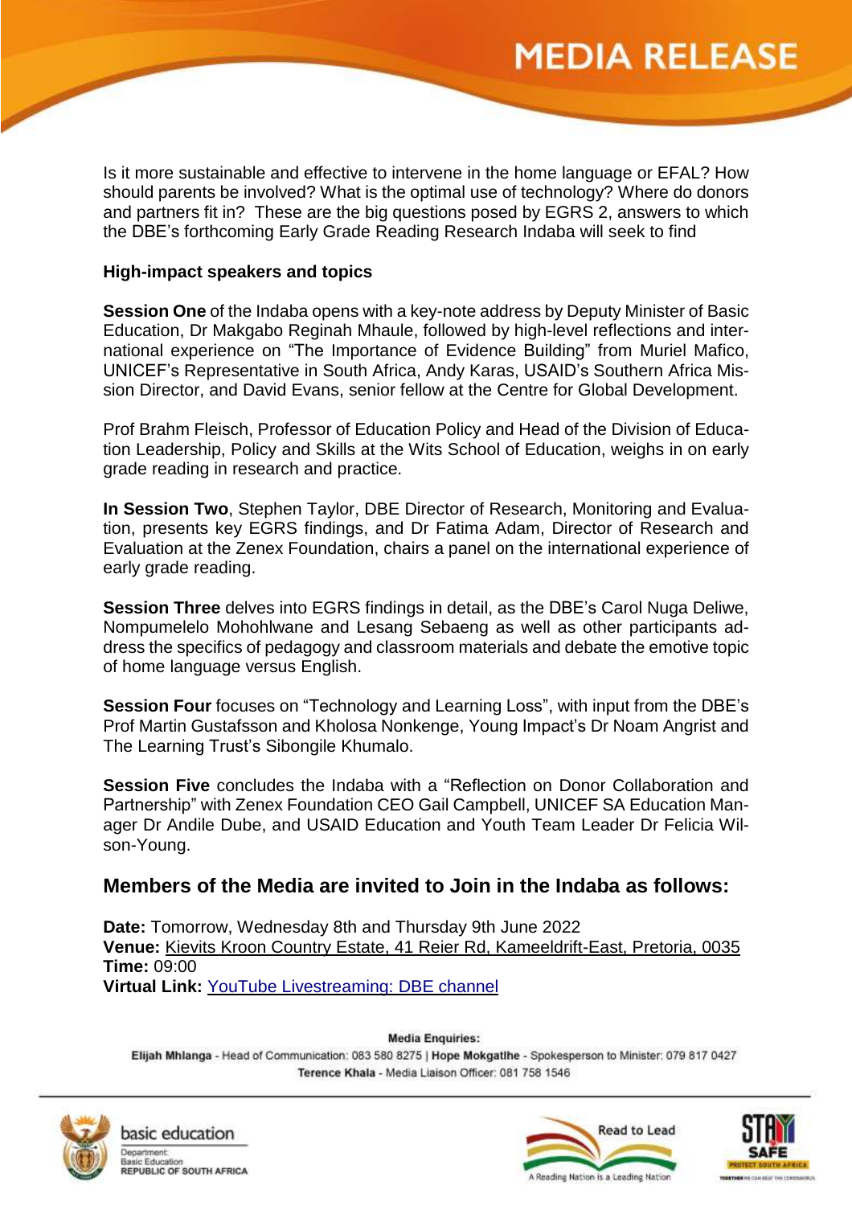Is it more sustainable and effective to intervene in the home language or EFAL? How should parents be involved? What is the optimal use of technology? Where do donors and partners fit in? These are the big questions posed by EGRS 2, answers to which the DBE's forthcoming Early Grade Reading Research Indaba will seek to find

**High-impact speakers and topics**

**Session One** of the Indaba opens with a key-note address by Deputy Minister of Basic Education, Dr Makgabo Reginah Mhaule, followed by high-level reflections and international experience on "The Importance of Evidence Building" from Muriel Mafico, UNICEF's Representative in South Africa, Andy Karas, USAID's Southern Africa Mission Director, and David Evans, senior fellow at the Centre for Global Development.

Prof Brahm Fleisch, Professor of Education Policy and Head of the Division of Education Leadership, Policy and Skills at the Wits School of Education, weighs in on early grade reading in research and practice.

**In Session Two**, Stephen Taylor, DBE Director of Research, Monitoring and Evaluation, presents key EGRS findings, and Dr Fatima Adam, Director of Research and Evaluation at the Zenex Foundation, chairs a panel on the international experience of early grade reading.

**Session Three** delves into EGRS findings in detail, as the DBE's Carol Nuga Deliwe, Nompumelelo Mohohlwane and Lesang Sebaeng as well as other participants address the specifics of pedagogy and classroom materials and debate the emotive topic of home language versus English.

**Session Four** focuses on "Technology and Learning Loss", with input from the DBE's Prof Martin Gustafsson and Kholosa Nonkenge, Young Impact's Dr Noam Angrist and The Learning Trust's Sibongile Khumalo.

**Session Five** concludes the Indaba with a "Reflection on Donor Collaboration and Partnership" with Zenex Foundation CEO Gail Campbell, UNICEF SA Education Manager Dr Andile Dube, and USAID Education and Youth Team Leader Dr Felicia Wilson-Young.

## Members of the Media are invited to Join in the Indaba as follows:

**Date:** Tomorrow, Wednesday 8th and Thursday 9th June 2022
**Venue:** Kievits Kroon Country Estate, 41 Reier Rd, Kameeldrift-East, Pretoria, 0035
**Time:** 09:00
**Virtual Link:** YouTube Livestreaming: DBE channel

**Media Enquiries:**
**Elijah Mhlanga** - Head of Communication: 083 580 8275 | **Hope Mokgatlhe** - Spokesperson to Minister: 079 817 0427
**Terence Khala** - Media Liaison Officer: 081 758 1546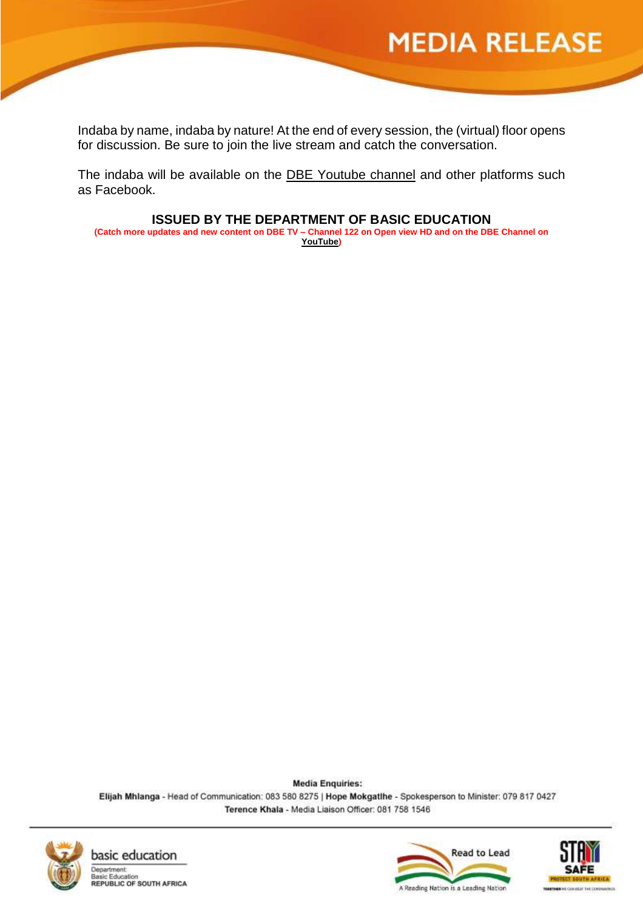Indaba by name, indaba by nature! At the end of every session, the (virtual) floor opens for discussion. Be sure to join the live stream and catch the conversation.

The indaba will be available on the DBE Youtube channel and other platforms such as Facebook.

**ISSUED BY THE DEPARTMENT OF BASIC EDUCATION**

**(Catch more updates and new content on DBE TV – Channel 122 on Open view HD and on the DBE Channel on YouTube)**

**Media Enquiries:**

**Elijah Mhlanga** - Head of Communication: 083 580 8275 | **Hope Mokgatlhe** - Spokesperson to Minister: 079 817 0427

**Terence Khala** - Media Liaison Officer: 081 758 1546